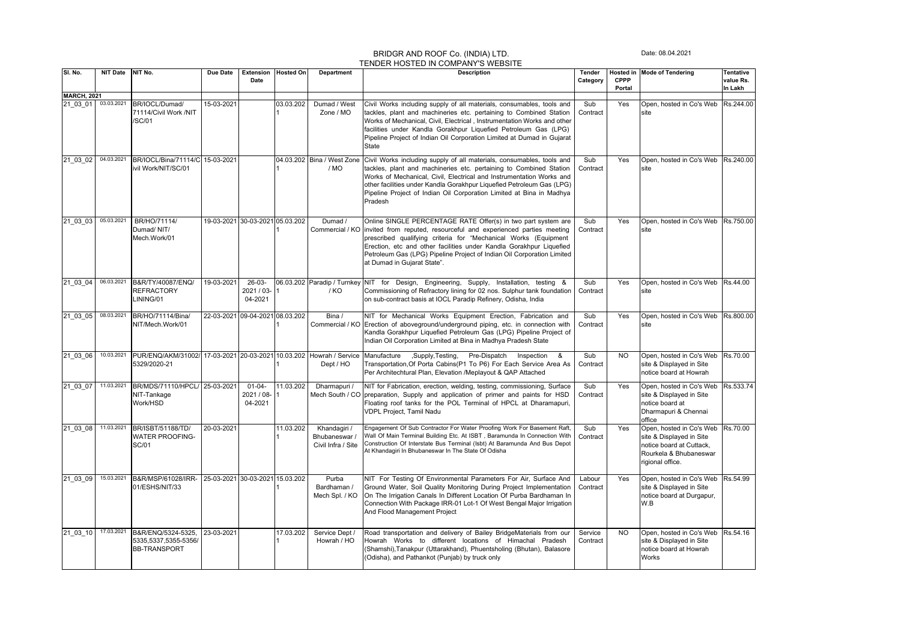# BRIDGR AND ROOF Co. (INDIA) LTD.

## TENDER HOSTED IN COMPANY'S WEBSITE

Date: 08.04.2021

| Sl. No. | NIT Date | NIT No. | Due Date | Extension Date | Hosted On | Department | Description | Tender Category | Hosted in CPPP Portal | Mode of Tendering | Tentative value Rs. In Lakh |
|---|---|---|---|---|---|---|---|---|---|---|---|
| **MARCH, 2021** | | | | | | | | | | | |
| 21_03_01 | 03.03.2021 | BR/IOCL/Dumad/71114/Civil Work /NIT /SC/01 | 15-03-2021 | | 03.03.2021 | Dumad / West Zone / MO | Civil Works including supply of all materials, consumables, tools and tackles, plant and machineries etc. pertaining to Combined Station Works of Mechanical, Civil, Electrical , Instrumentation Works and other facilities under Kandla Gorakhpur Liquefied Petroleum Gas (LPG) Pipeline Project of Indian Oil Corporation Limited at Dumad in Gujarat State | Sub Contract | Yes | Open, hosted in Co's Web site | Rs.244.00 |
| 21_03_02 | 04.03.2021 | BR/IOCL/Bina/71114/Civil Work/NIT/SC/01 | 15-03-2021 | | 04.03.2021 | Bina / West Zone / MO | Civil Works including supply of all materials, consumables, tools and tackles, plant and machineries etc. pertaining to Combined Station Works of Mechanical, Civil, Electrical and Instrumentation Works and other facilities under Kandla Gorakhpur Liquefied Petroleum Gas (LPG) Pipeline Project of Indian Oil Corporation Limited at Bina in Madhya Pradesh | Sub Contract | Yes | Open, hosted in Co's Web site | Rs.240.00 |
| 21_03_03 | 05.03.2021 | BR/HO/71114/ Dumad/ NIT/ Mech.Work/01 | 19-03-2021 | 30-03-2021 | 05.03.2021 | Dumad / Commercial / KO | Online SINGLE PERCENTAGE RATE Offer(s) in two part system are invited from reputed, resourceful and experienced parties meeting prescribed qualifying criteria for "Mechanical Works (Equipment Erection, etc and other facilities under Kandla Gorakhpur Liquefied Petroleum Gas (LPG) Pipeline Project of Indian Oil Corporation Limited at Dumad in Gujarat State". | Sub Contract | Yes | Open, hosted in Co's Web site | Rs.750.00 |
| 21_03_04 | 06.03.2021 | B&R/TY/40087/ENQ/REFRACTORY LINING/01 | 19-03-2021 | 26-03-2021 / 03-04-2021 | 06.03.2021 | Paradip / Turnkey / KO | NIT for Design, Engineering, Supply, Installation, testing & Commissioning of Refractory lining for 02 nos. Sulphur tank foundation on sub-contract basis at IOCL Paradip Refinery, Odisha, India | Sub Contract | Yes | Open, hosted in Co's Web site | Rs.44.00 |
| 21_03_05 | 08.03.2021 | BR/HO/71114/Bina/NIT/Mech.Work/01 | 22-03-2021 | 09-04-2021 | 08.03.2021 | Bina / Commercial / KO | NIT for Mechanical Works Equipment Erection, Fabrication and Erection of aboveground/underground piping, etc. in connection with Kandla Gorakhpur Liquefied Petroleum Gas (LPG) Pipeline Project of Indian Oil Corporation Limited at Bina in Madhya Pradesh State | Sub Contract | Yes | Open, hosted in Co's Web site | Rs.800.00 |
| 21_03_06 | 10.03.2021 | PUR/ENQ/AKM/31002/5329/2020-21 | 17-03-2021 | 20-03-2021 | 10.03.2021 | Howrah / Service Dept / HO | Manufacture ,Supply,Testing, Pre-Dispatch Inspection & Transportation,Of Porta Cabins(P1 To P6) For Each Service Area As Per Architechtural Plan, Elevation /Meplayout & QAP Attached | Sub Contract | NO | Open, hosted in Co's Web site & Displayed in Site notice board at Howrah | Rs.70.00 |
| 21_03_07 | 11.03.2021 | BR/MDS/71110/HPCL/NIT-Tankage Work/HSD | 25-03-2021 | 01-04-2021 / 08-04-2021 | 11.03.2021 | Dharmapuri / Mech South / CO | NIT for Fabrication, erection, welding, testing, commissioning, Surface preparation, Supply and application of primer and paints for HSD Floating roof tanks for the POL Terminal of HPCL at Dharamapuri, VDPL Project, Tamil Nadu | Sub Contract | Yes | Open, hosted in Co's Web site & Displayed in Site notice board at Dharmapuri & Chennai office | Rs.533.74 |
| 21_03_08 | 11.03.2021 | BR/ISBT/51188/TD/WATER PROOFING-SC/01 | 20-03-2021 | | 11.03.2021 | Khandagiri / Bhubaneswar / Civil Infra / Site | Engagement Of Sub Contractor For Water Proofing Work For Basement Raft, Wall Of Main Terminal Building Etc. At ISBT , Baramunda In Connection With Construction Of Interstate Bus Terminal (Isbt) At Baramunda And Bus Depot At Khandagiri In Bhubaneswar In The State Of Odisha | Sub Contract | Yes | Open, hosted in Co's Web site & Displayed in Site notice board at Cuttack, Rourkela & Bhubaneswar regional office. | Rs.70.00 |
| 21_03_09 | 15.03.2021 | B&R/MSP/61028/IRR-01/ESHS/NIT/33 | 25-03-2021 | 30-03-2021 | 15.03.2021 | Purba Bardhaman / Mech Spl. / KO | NIT For Testing Of Environmental Parameters For Air, Surface And Ground Water, Soil Quality Monitoring During Project Implementation On The Irrigation Canals In Different Location Of Purba Bardhaman In Connection With Package IRR-01 Lot-1 Of West Bengal Major Irrigation And Flood Management Project | Labour Contract | Yes | Open, hosted in Co's Web site & Displayed in Site notice board at Durgapur, W.B | Rs.54.99 |
| 21_03_10 | 17.03.2021 | B&R/ENQ/5324-5325,5335,5337,5355-5356/BB-TRANSPORT | 23-03-2021 | | 17.03.2021 | Service Dept / Howrah / HO | Road transportation and delivery of Bailey BridgeMaterials from our Howrah Works to different locations of Himachal Pradesh (Shamshi),Tanakpur (Uttarakhand), Phuentsholing (Bhutan), Balasore (Odisha), and Pathankot (Punjab) by truck only | Service Contract | NO | Open, hosted in Co's Web site & Displayed in Site notice board at Howrah Works | Rs.54.16 |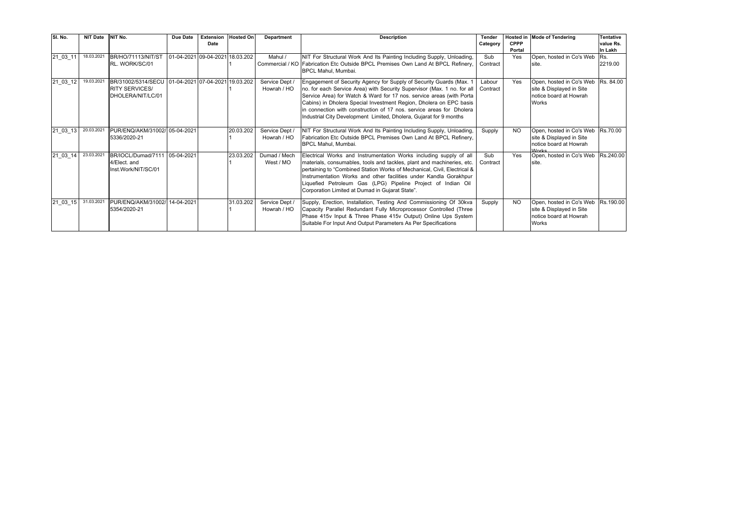| Sl. No. | NIT Date | NIT No. | Due Date | Extension Date | Hosted On | Department | Description | Tender Category | Hosted in CPPP Portal | Mode of Tendering | Tentative value Rs. In Lakh |
|---|---|---|---|---|---|---|---|---|---|---|---|
| 21_03_11 | 18.03.2021 | BR/HO/71113/NIT/STRL. WORK/SC/01 | 01-04-2021 | 09-04-2021 | 18.03.2021 | Mahul / Commercial / KO | NIT For Structural Work And Its Painting Including Supply, Unloading, Fabrication Etc Outside BPCL Premises Own Land At BPCL Refinery, BPCL Mahul, Mumbai. | Sub Contract | Yes | Open, hosted in Co's Web site. | Rs. 2219.00 |
| 21_03_12 | 19.03.2021 | BR/31002/5314/SECURITY SERVICES/DHOLERA/NIT/LC/01 | 01-04-2021 | 07-04-2021 | 19.03.2021 | Service Dept / Howrah / HO | Engagement of Security Agency for Supply of Security Guards (Max. 1 no. for each Service Area) with Security Supervisor (Max. 1 no. for all Service Area) for Watch & Ward for 17 nos. service areas (with Porta Cabins) in Dholera Special Investment Region, Dholera on EPC basis in connection with construction of 17 nos. service areas for Dholera Industrial City Development Limited, Dholera, Gujarat for 9 months | Labour Contract | Yes | Open, hosted in Co's Web site & Displayed in Site notice board at Howrah Works | Rs. 84.00 |
| 21_03_13 | 20.03.2021 | PUR/ENQ/AKM/31002/5336/2020-21 | 05-04-2021 | | 20.03.2021 | Service Dept / Howrah / HO | NIT For Structural Work And Its Painting Including Supply, Unloading, Fabrication Etc Outside BPCL Premises Own Land At BPCL Refinery, BPCL Mahul, Mumbai. | Supply | NO | Open, hosted in Co's Web site & Displayed in Site notice board at Howrah Works | Rs.70.00 |
| 21_03_14 | 23.03.2021 | BR/IOCL/Dumad/71114/Elect. and Inst.Work/NIT/SC/01 | 05-04-2021 | | 23.03.2021 | Dumad / Mech West / MO | Electrical Works and Instrumentation Works including supply of all materials, consumables, tools and tackles, plant and machineries, etc. pertaining to "Combined Station Works of Mechanical, Civil, Electrical & Instrumentation Works and other facilities under Kandla Gorakhpur Liquefied Petroleum Gas (LPG) Pipeline Project of Indian Oil Corporation Limited at Dumad in Gujarat State". | Sub Contract | Yes | Open, hosted in Co's Web site. | Rs.240.00 |
| 21_03_15 | 31.03.2021 | PUR/ENQ/AKM/31002/5354/2020-21 | 14-04-2021 | | 31.03.2021 | Service Dept / Howrah / HO | Supply, Erection, Installation, Testing And Commissioning Of 30kva Capacity Parallel Redundant Fully Microprocessor Controlled (Three Phase 415v Input & Three Phase 415v Output) Online Ups System Suitable For Input And Output Parameters As Per Specifications | Supply | NO | Open, hosted in Co's Web site & Displayed in Site notice board at Howrah Works | Rs.190.00 |